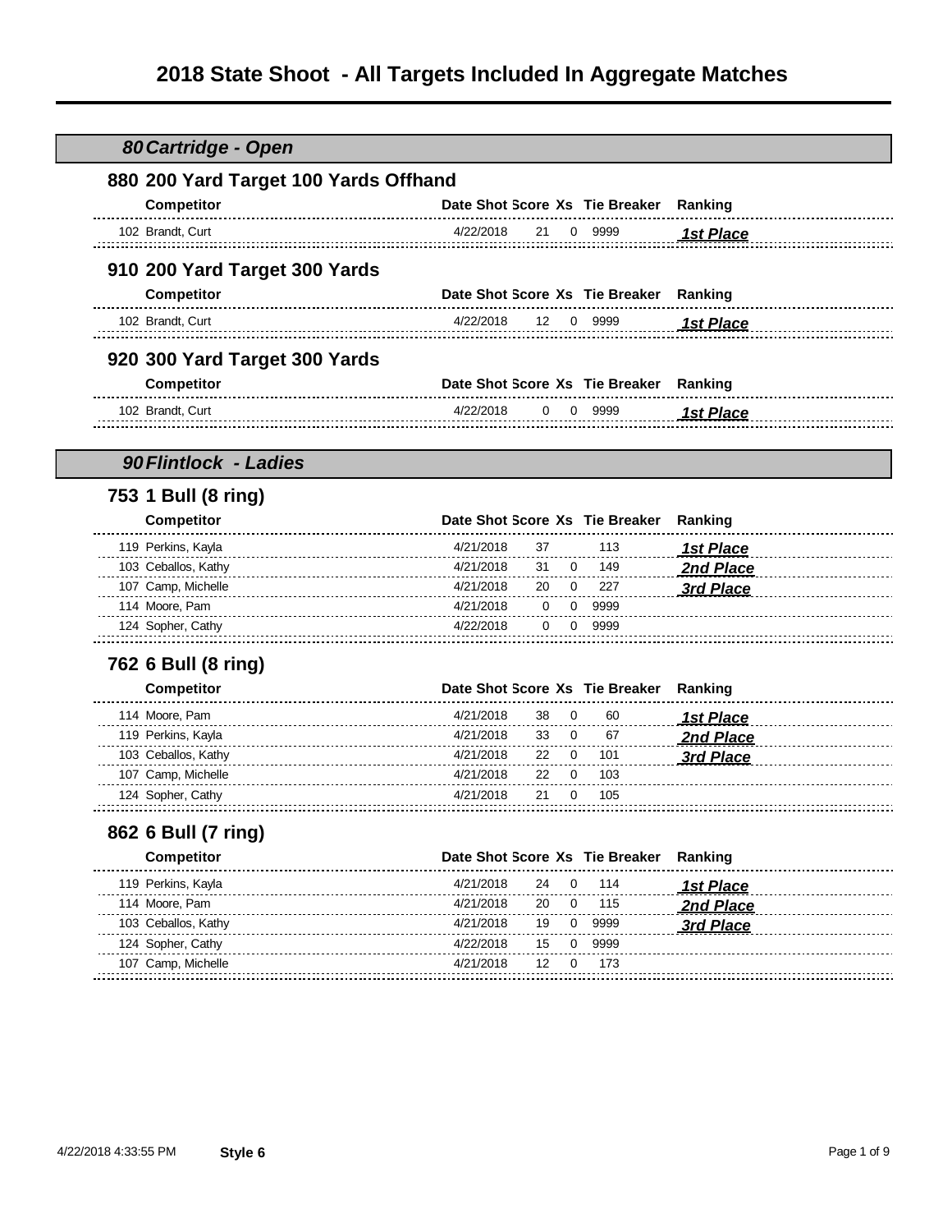# 2018 State Shoot - All Targets Included In Aggregate Matches

## *80 Cartridge - Open*

### 880 200 Yard Target 100 Yards Offhand

| Competitor | Date Shot | Score | Xs | Tie Breaker | Ranking |
|---|---|---|---|---|---|
| 102 Brandt, Curt | 4/22/2018 | 21 | 0 | 9999 | ***1st Place*** |

### 910 200 Yard Target 300 Yards

| Competitor | Date Shot | Score | Xs | Tie Breaker | Ranking |
|---|---|---|---|---|---|
| 102 Brandt, Curt | 4/22/2018 | 12 | 0 | 9999 | ***1st Place*** |

### 920 300 Yard Target 300 Yards

| Competitor | Date Shot | Score | Xs | Tie Breaker | Ranking |
|---|---|---|---|---|---|
| 102 Brandt, Curt | 4/22/2018 | 0 | 0 | 9999 | ***1st Place*** |

## *90 Flintlock - Ladies*

### 753 1 Bull (8 ring)

| Competitor | Date Shot | Score | Xs | Tie Breaker | Ranking |
|---|---|---|---|---|---|
| 119 Perkins, Kayla | 4/21/2018 | 37 | | 113 | ***1st Place*** |
| 103 Ceballos, Kathy | 4/21/2018 | 31 | 0 | 149 | ***2nd Place*** |
| 107 Camp, Michelle | 4/21/2018 | 20 | 0 | 227 | ***3rd Place*** |
| 114 Moore, Pam | 4/21/2018 | 0 | 0 | 9999 | |
| 124 Sopher, Cathy | 4/22/2018 | 0 | 0 | 9999 | |

### 762 6 Bull (8 ring)

| Competitor | Date Shot | Score | Xs | Tie Breaker | Ranking |
|---|---|---|---|---|---|
| 114 Moore, Pam | 4/21/2018 | 38 | 0 | 60 | ***1st Place*** |
| 119 Perkins, Kayla | 4/21/2018 | 33 | 0 | 67 | ***2nd Place*** |
| 103 Ceballos, Kathy | 4/21/2018 | 22 | 0 | 101 | ***3rd Place*** |
| 107 Camp, Michelle | 4/21/2018 | 22 | 0 | 103 | |
| 124 Sopher, Cathy | 4/21/2018 | 21 | 0 | 105 | |

### 862 6 Bull (7 ring)

| Competitor | Date Shot | Score | Xs | Tie Breaker | Ranking |
|---|---|---|---|---|---|
| 119 Perkins, Kayla | 4/21/2018 | 24 | 0 | 114 | ***1st Place*** |
| 114 Moore, Pam | 4/21/2018 | 20 | 0 | 115 | ***2nd Place*** |
| 103 Ceballos, Kathy | 4/21/2018 | 19 | 0 | 9999 | ***3rd Place*** |
| 124 Sopher, Cathy | 4/22/2018 | 15 | 0 | 9999 | |
| 107 Camp, Michelle | 4/21/2018 | 12 | 0 | 173 | |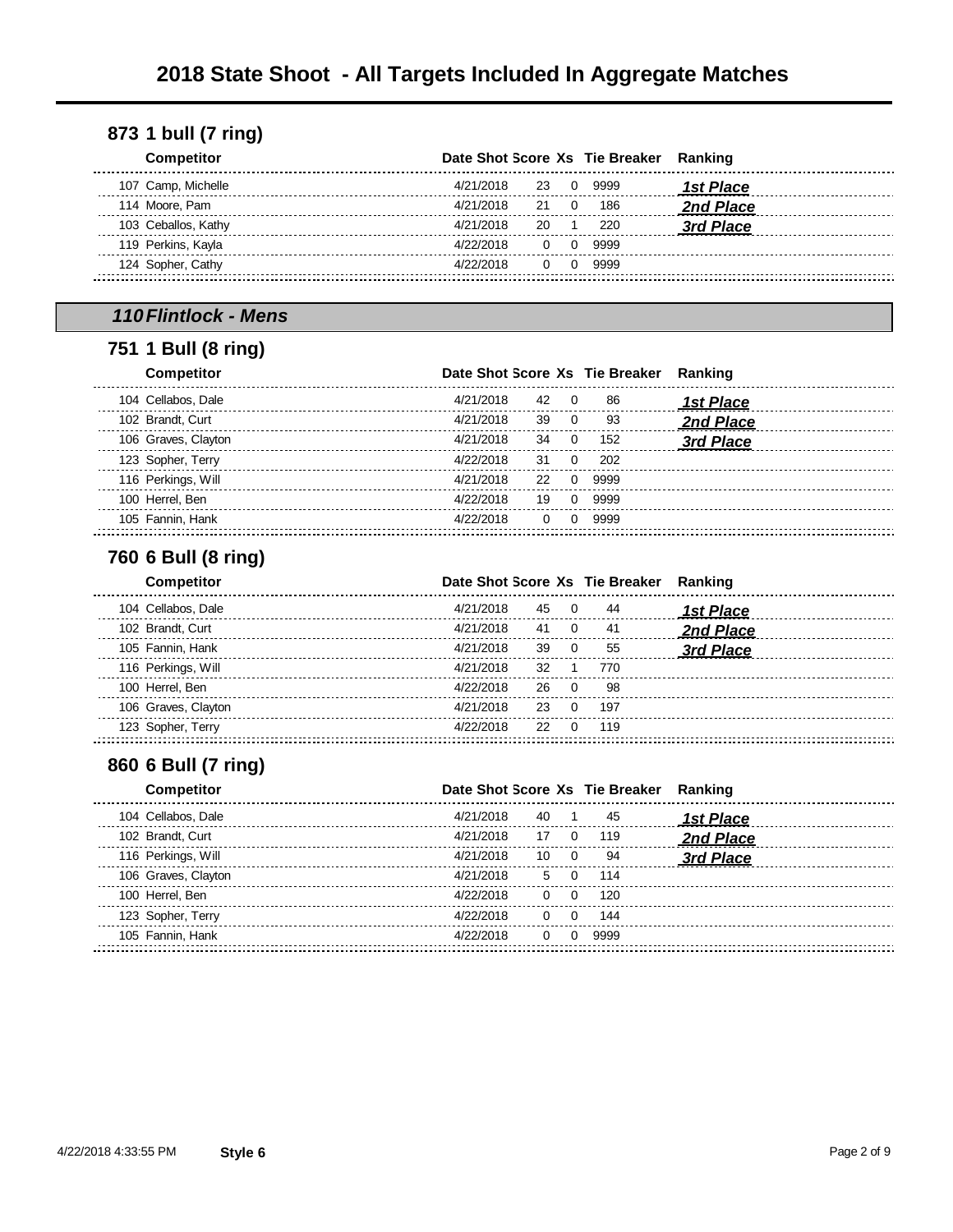# 2018 State Shoot - All Targets Included In Aggregate Matches

## 873 1 bull (7 ring)

| Competitor | Date Shot | Score | Xs | Tie Breaker | Ranking |
|---|---|---|---|---|---|
| 107 Camp, Michelle | 4/21/2018 | 23 | 0 | 9999 | ***1st Place*** |
| 114 Moore, Pam | 4/21/2018 | 21 | 0 | 186 | ***2nd Place*** |
| 103 Ceballos, Kathy | 4/21/2018 | 20 | 1 | 220 | ***3rd Place*** |
| 119 Perkins, Kayla | 4/22/2018 | 0 | 0 | 9999 | |
| 124 Sopher, Cathy | 4/22/2018 | 0 | 0 | 9999 | |

# *110 Flintlock - Mens*

## 751 1 Bull (8 ring)

| Competitor | Date Shot | Score | Xs | Tie Breaker | Ranking |
|---|---|---|---|---|---|
| 104 Cellabos, Dale | 4/21/2018 | 42 | 0 | 86 | ***1st Place*** |
| 102 Brandt, Curt | 4/21/2018 | 39 | 0 | 93 | ***2nd Place*** |
| 106 Graves, Clayton | 4/21/2018 | 34 | 0 | 152 | ***3rd Place*** |
| 123 Sopher, Terry | 4/22/2018 | 31 | 0 | 202 | |
| 116 Perkings, Will | 4/21/2018 | 22 | 0 | 9999 | |
| 100 Herrel, Ben | 4/22/2018 | 19 | 0 | 9999 | |
| 105 Fannin, Hank | 4/22/2018 | 0 | 0 | 9999 | |

## 760 6 Bull (8 ring)

| Competitor | Date Shot | Score | Xs | Tie Breaker | Ranking |
|---|---|---|---|---|---|
| 104 Cellabos, Dale | 4/21/2018 | 45 | 0 | 44 | ***1st Place*** |
| 102 Brandt, Curt | 4/21/2018 | 41 | 0 | 41 | ***2nd Place*** |
| 105 Fannin, Hank | 4/21/2018 | 39 | 0 | 55 | ***3rd Place*** |
| 116 Perkings, Will | 4/21/2018 | 32 | 1 | 770 | |
| 100 Herrel, Ben | 4/22/2018 | 26 | 0 | 98 | |
| 106 Graves, Clayton | 4/21/2018 | 23 | 0 | 197 | |
| 123 Sopher, Terry | 4/22/2018 | 22 | 0 | 119 | |

## 860 6 Bull (7 ring)

| Competitor | Date Shot | Score | Xs | Tie Breaker | Ranking |
|---|---|---|---|---|---|
| 104 Cellabos, Dale | 4/21/2018 | 40 | 1 | 45 | ***1st Place*** |
| 102 Brandt, Curt | 4/21/2018 | 17 | 0 | 119 | ***2nd Place*** |
| 116 Perkings, Will | 4/21/2018 | 10 | 0 | 94 | ***3rd Place*** |
| 106 Graves, Clayton | 4/21/2018 | 5 | 0 | 114 | |
| 100 Herrel, Ben | 4/22/2018 | 0 | 0 | 120 | |
| 123 Sopher, Terry | 4/22/2018 | 0 | 0 | 144 | |
| 105 Fannin, Hank | 4/22/2018 | 0 | 0 | 9999 | |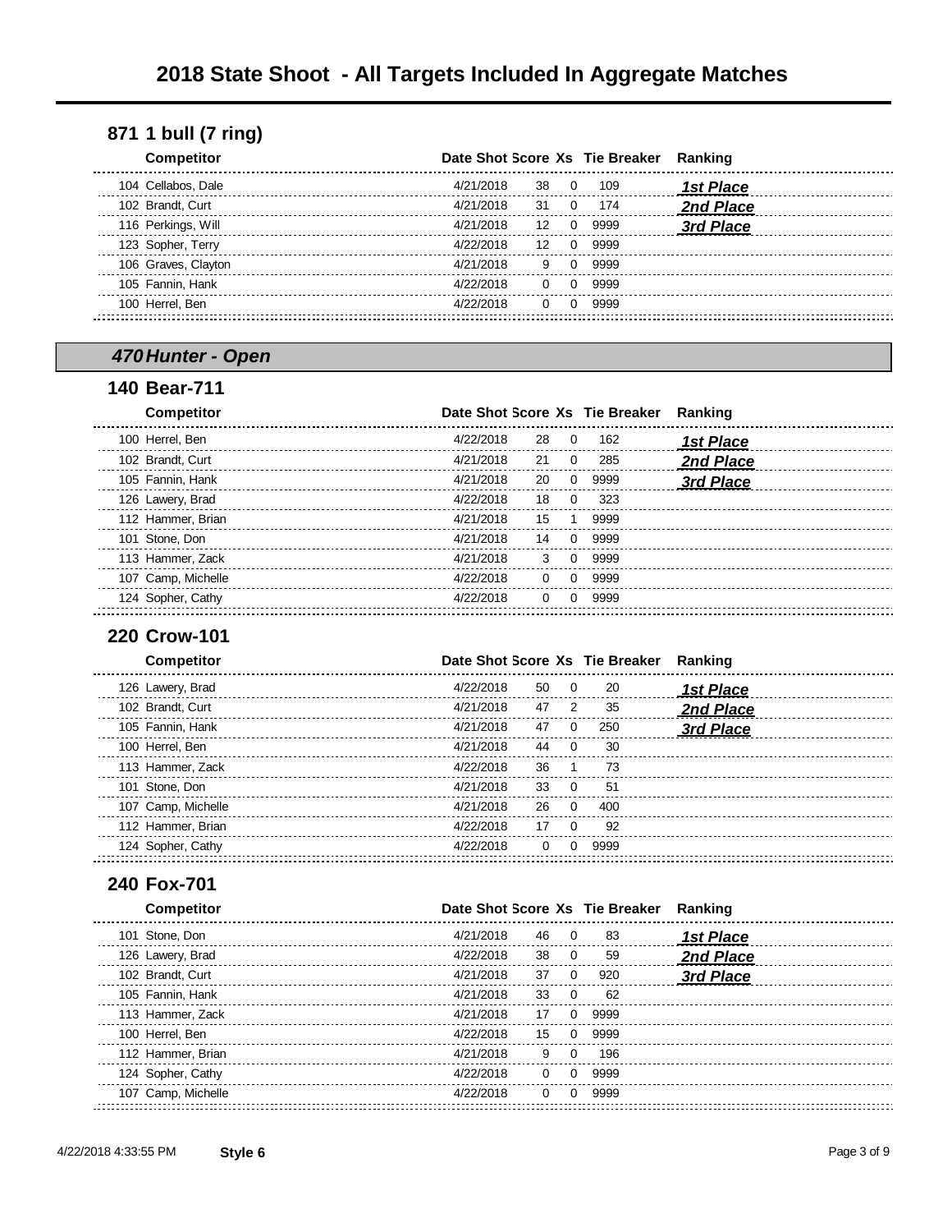# 2018 State Shoot - All Targets Included In Aggregate Matches

## 871 1 bull (7 ring)

| Competitor | Date Shot | Score | Xs | Tie Breaker | Ranking |
|---|---|---|---|---|---|
| 104 Cellabos, Dale | 4/21/2018 | 38 | 0 | 109 | ***1st Place*** |
| 102 Brandt, Curt | 4/21/2018 | 31 | 0 | 174 | ***2nd Place*** |
| 116 Perkings, Will | 4/21/2018 | 12 | 0 | 9999 | ***3rd Place*** |
| 123 Sopher, Terry | 4/22/2018 | 12 | 0 | 9999 | |
| 106 Graves, Clayton | 4/21/2018 | 9 | 0 | 9999 | |
| 105 Fannin, Hank | 4/22/2018 | 0 | 0 | 9999 | |
| 100 Herrel, Ben | 4/22/2018 | 0 | 0 | 9999 | |

## *470 Hunter - Open*

### 140 Bear-711

| Competitor | Date Shot | Score | Xs | Tie Breaker | Ranking |
|---|---|---|---|---|---|
| 100 Herrel, Ben | 4/22/2018 | 28 | 0 | 162 | ***1st Place*** |
| 102 Brandt, Curt | 4/21/2018 | 21 | 0 | 285 | ***2nd Place*** |
| 105 Fannin, Hank | 4/21/2018 | 20 | 0 | 9999 | ***3rd Place*** |
| 126 Lawery, Brad | 4/22/2018 | 18 | 0 | 323 | |
| 112 Hammer, Brian | 4/21/2018 | 15 | 1 | 9999 | |
| 101 Stone, Don | 4/21/2018 | 14 | 0 | 9999 | |
| 113 Hammer, Zack | 4/21/2018 | 3 | 0 | 9999 | |
| 107 Camp, Michelle | 4/22/2018 | 0 | 0 | 9999 | |
| 124 Sopher, Cathy | 4/22/2018 | 0 | 0 | 9999 | |

### 220 Crow-101

| Competitor | Date Shot | Score | Xs | Tie Breaker | Ranking |
|---|---|---|---|---|---|
| 126 Lawery, Brad | 4/22/2018 | 50 | 0 | 20 | ***1st Place*** |
| 102 Brandt, Curt | 4/21/2018 | 47 | 2 | 35 | ***2nd Place*** |
| 105 Fannin, Hank | 4/21/2018 | 47 | 0 | 250 | ***3rd Place*** |
| 100 Herrel, Ben | 4/21/2018 | 44 | 0 | 30 | |
| 113 Hammer, Zack | 4/22/2018 | 36 | 1 | 73 | |
| 101 Stone, Don | 4/21/2018 | 33 | 0 | 51 | |
| 107 Camp, Michelle | 4/22/2018 | 26 | 0 | 400 | |
| 112 Hammer, Brian | 4/22/2018 | 17 | 0 | 92 | |
| 124 Sopher, Cathy | 4/22/2018 | 0 | 0 | 9999 | |

### 240 Fox-701

| Competitor | Date Shot | Score | Xs | Tie Breaker | Ranking |
|---|---|---|---|---|---|
| 101 Stone, Don | 4/21/2018 | 46 | 0 | 83 | ***1st Place*** |
| 126 Lawery, Brad | 4/22/2018 | 38 | 0 | 59 | ***2nd Place*** |
| 102 Brandt, Curt | 4/21/2018 | 37 | 0 | 920 | ***3rd Place*** |
| 105 Fannin, Hank | 4/21/2018 | 33 | 0 | 62 | |
| 113 Hammer, Zack | 4/21/2018 | 17 | 0 | 9999 | |
| 100 Herrel, Ben | 4/22/2018 | 15 | 0 | 9999 | |
| 112 Hammer, Brian | 4/21/2018 | 9 | 0 | 196 | |
| 124 Sopher, Cathy | 4/22/2018 | 0 | 0 | 9999 | |
| 107 Camp, Michelle | 4/22/2018 | 0 | 0 | 9999 | |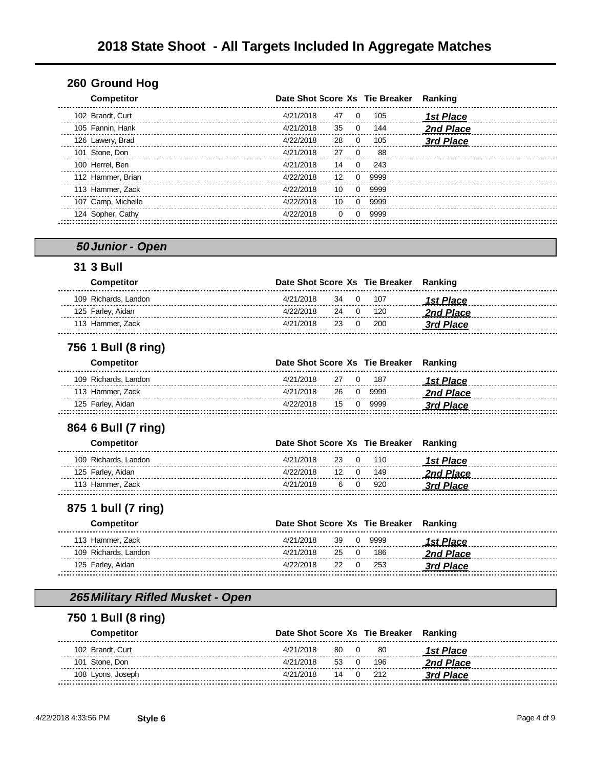# 2018 State Shoot - All Targets Included In Aggregate Matches

## 260 Ground Hog

| Competitor | Date Shot | Score | Xs | Tie Breaker | Ranking |
|---|---|---|---|---|---|
| 102 Brandt, Curt | 4/21/2018 | 47 | 0 | 105 | ***1st Place*** |
| 105 Fannin, Hank | 4/21/2018 | 35 | 0 | 144 | ***2nd Place*** |
| 126 Lawery, Brad | 4/22/2018 | 28 | 0 | 105 | ***3rd Place*** |
| 101 Stone, Don | 4/21/2018 | 27 | 0 | 88 | |
| 100 Herrel, Ben | 4/21/2018 | 14 | 0 | 243 | |
| 112 Hammer, Brian | 4/22/2018 | 12 | 0 | 9999 | |
| 113 Hammer, Zack | 4/22/2018 | 10 | 0 | 9999 | |
| 107 Camp, Michelle | 4/22/2018 | 10 | 0 | 9999 | |
| 124 Sopher, Cathy | 4/22/2018 | 0 | 0 | 9999 | |

## *50 Junior - Open*

### 31 3 Bull

| Competitor | Date Shot | Score | Xs | Tie Breaker | Ranking |
|---|---|---|---|---|---|
| 109 Richards, Landon | 4/21/2018 | 34 | 0 | 107 | ***1st Place*** |
| 125 Farley, Aidan | 4/22/2018 | 24 | 0 | 120 | ***2nd Place*** |
| 113 Hammer, Zack | 4/21/2018 | 23 | 0 | 200 | ***3rd Place*** |

### 756 1 Bull (8 ring)

| Competitor | Date Shot | Score | Xs | Tie Breaker | Ranking |
|---|---|---|---|---|---|
| 109 Richards, Landon | 4/21/2018 | 27 | 0 | 187 | ***1st Place*** |
| 113 Hammer, Zack | 4/21/2018 | 26 | 0 | 9999 | ***2nd Place*** |
| 125 Farley, Aidan | 4/22/2018 | 15 | 0 | 9999 | ***3rd Place*** |

### 864 6 Bull (7 ring)

| Competitor | Date Shot | Score | Xs | Tie Breaker | Ranking |
|---|---|---|---|---|---|
| 109 Richards, Landon | 4/21/2018 | 23 | 0 | 110 | ***1st Place*** |
| 125 Farley, Aidan | 4/22/2018 | 12 | 0 | 149 | ***2nd Place*** |
| 113 Hammer, Zack | 4/21/2018 | 6 | 0 | 920 | ***3rd Place*** |

### 875 1 bull (7 ring)

| Competitor | Date Shot | Score | Xs | Tie Breaker | Ranking |
|---|---|---|---|---|---|
| 113 Hammer, Zack | 4/21/2018 | 39 | 0 | 9999 | ***1st Place*** |
| 109 Richards, Landon | 4/21/2018 | 25 | 0 | 186 | ***2nd Place*** |
| 125 Farley, Aidan | 4/22/2018 | 22 | 0 | 253 | ***3rd Place*** |

## *265 Military Rifled Musket - Open*

### 750 1 Bull (8 ring)

| Competitor | Date Shot | Score | Xs | Tie Breaker | Ranking |
|---|---|---|---|---|---|
| 102 Brandt, Curt | 4/21/2018 | 80 | 0 | 80 | ***1st Place*** |
| 101 Stone, Don | 4/21/2018 | 53 | 0 | 196 | ***2nd Place*** |
| 108 Lyons, Joseph | 4/21/2018 | 14 | 0 | 212 | ***3rd Place*** |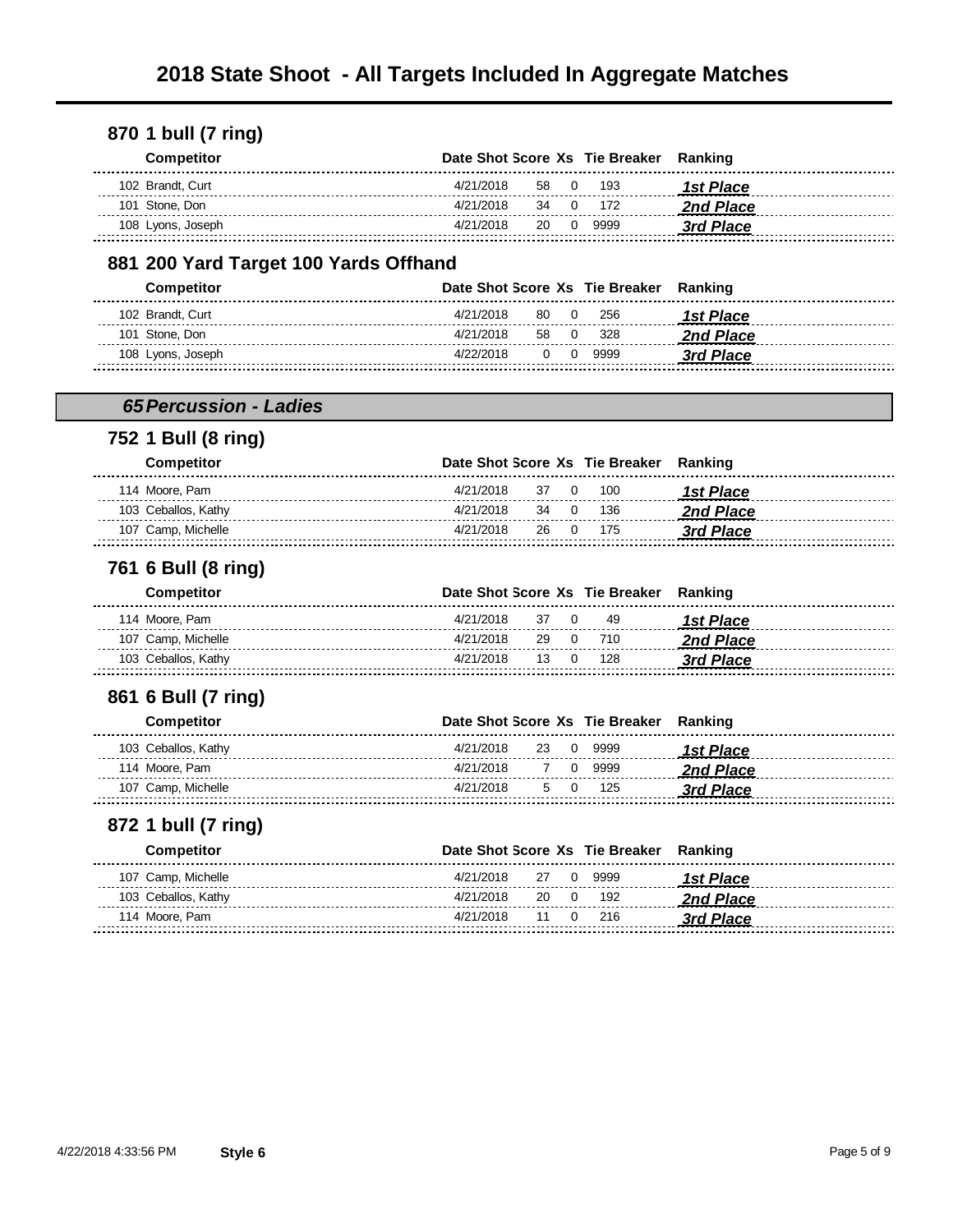# 2018 State Shoot - All Targets Included In Aggregate Matches

## 870 1 bull (7 ring)

| Competitor | Date Shot | Score | Xs | Tie Breaker | Ranking |
|---|---|---|---|---|---|
| 102 Brandt, Curt | 4/21/2018 | 58 | 0 | 193 | ***1st Place*** |
| 101 Stone, Don | 4/21/2018 | 34 | 0 | 172 | ***2nd Place*** |
| 108 Lyons, Joseph | 4/21/2018 | 20 | 0 | 9999 | ***3rd Place*** |

## 881 200 Yard Target 100 Yards Offhand

| Competitor | Date Shot | Score | Xs | Tie Breaker | Ranking |
|---|---|---|---|---|---|
| 102 Brandt, Curt | 4/21/2018 | 80 | 0 | 256 | ***1st Place*** |
| 101 Stone, Don | 4/21/2018 | 58 | 0 | 328 | ***2nd Place*** |
| 108 Lyons, Joseph | 4/22/2018 | 0 | 0 | 9999 | ***3rd Place*** |

# *65 Percussion - Ladies*

## 752 1 Bull (8 ring)

| Competitor | Date Shot | Score | Xs | Tie Breaker | Ranking |
|---|---|---|---|---|---|
| 114 Moore, Pam | 4/21/2018 | 37 | 0 | 100 | ***1st Place*** |
| 103 Ceballos, Kathy | 4/21/2018 | 34 | 0 | 136 | ***2nd Place*** |
| 107 Camp, Michelle | 4/21/2018 | 26 | 0 | 175 | ***3rd Place*** |

## 761 6 Bull (8 ring)

| Competitor | Date Shot | Score | Xs | Tie Breaker | Ranking |
|---|---|---|---|---|---|
| 114 Moore, Pam | 4/21/2018 | 37 | 0 | 49 | ***1st Place*** |
| 107 Camp, Michelle | 4/21/2018 | 29 | 0 | 710 | ***2nd Place*** |
| 103 Ceballos, Kathy | 4/21/2018 | 13 | 0 | 128 | ***3rd Place*** |

## 861 6 Bull (7 ring)

| Competitor | Date Shot | Score | Xs | Tie Breaker | Ranking |
|---|---|---|---|---|---|
| 103 Ceballos, Kathy | 4/21/2018 | 23 | 0 | 9999 | ***1st Place*** |
| 114 Moore, Pam | 4/21/2018 | 7 | 0 | 9999 | ***2nd Place*** |
| 107 Camp, Michelle | 4/21/2018 | 5 | 0 | 125 | ***3rd Place*** |

## 872 1 bull (7 ring)

| Competitor | Date Shot | Score | Xs | Tie Breaker | Ranking |
|---|---|---|---|---|---|
| 107 Camp, Michelle | 4/21/2018 | 27 | 0 | 9999 | ***1st Place*** |
| 103 Ceballos, Kathy | 4/21/2018 | 20 | 0 | 192 | ***2nd Place*** |
| 114 Moore, Pam | 4/21/2018 | 11 | 0 | 216 | ***3rd Place*** |

4/22/2018 4:33:56 PM **Style 6**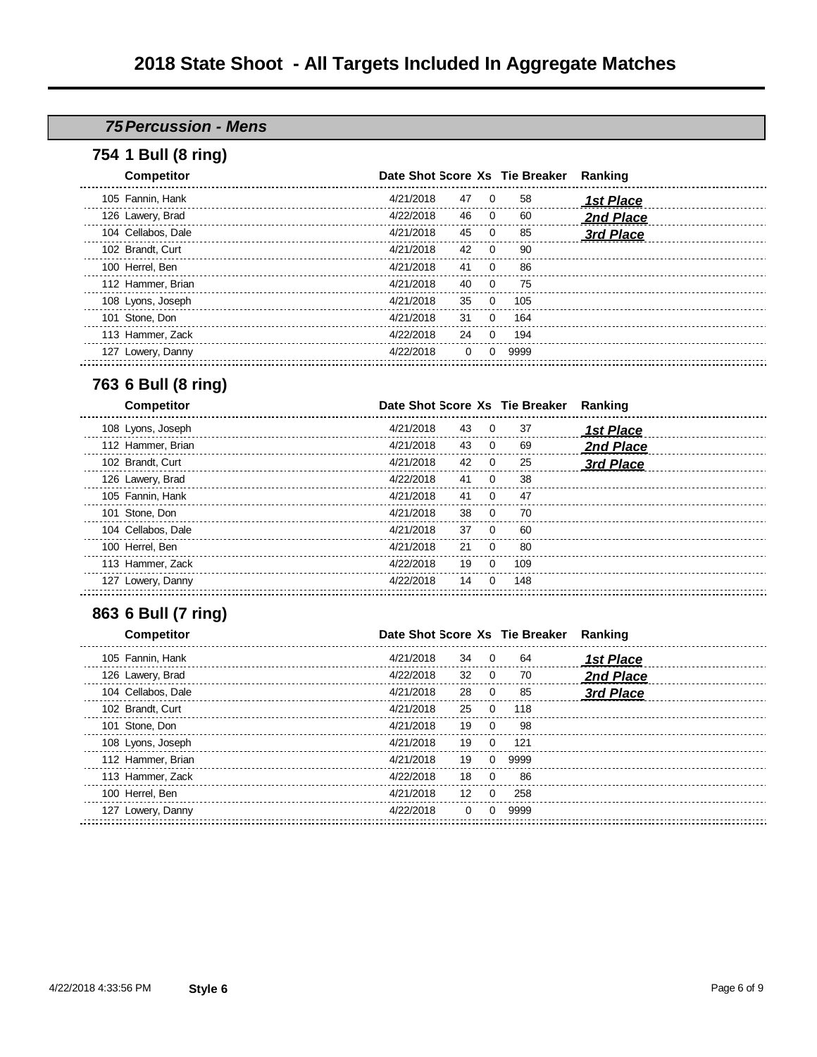# 2018 State Shoot - All Targets Included In Aggregate Matches

## *75 Percussion - Mens*

### 754 1 Bull (8 ring)

| Competitor | Date Shot | Score | Xs | Tie Breaker | Ranking |
|---|---|---|---|---|---|
| 105 Fannin, Hank | 4/21/2018 | 47 | 0 | 58 | ***1st Place*** |
| 126 Lawery, Brad | 4/22/2018 | 46 | 0 | 60 | ***2nd Place*** |
| 104 Cellabos, Dale | 4/21/2018 | 45 | 0 | 85 | ***3rd Place*** |
| 102 Brandt, Curt | 4/21/2018 | 42 | 0 | 90 | |
| 100 Herrel, Ben | 4/21/2018 | 41 | 0 | 86 | |
| 112 Hammer, Brian | 4/21/2018 | 40 | 0 | 75 | |
| 108 Lyons, Joseph | 4/21/2018 | 35 | 0 | 105 | |
| 101 Stone, Don | 4/21/2018 | 31 | 0 | 164 | |
| 113 Hammer, Zack | 4/22/2018 | 24 | 0 | 194 | |
| 127 Lowery, Danny | 4/22/2018 | 0 | 0 | 9999 | |

### 763 6 Bull (8 ring)

| Competitor | Date Shot | Score | Xs | Tie Breaker | Ranking |
|---|---|---|---|---|---|
| 108 Lyons, Joseph | 4/21/2018 | 43 | 0 | 37 | ***1st Place*** |
| 112 Hammer, Brian | 4/21/2018 | 43 | 0 | 69 | ***2nd Place*** |
| 102 Brandt, Curt | 4/21/2018 | 42 | 0 | 25 | ***3rd Place*** |
| 126 Lawery, Brad | 4/22/2018 | 41 | 0 | 38 | |
| 105 Fannin, Hank | 4/21/2018 | 41 | 0 | 47 | |
| 101 Stone, Don | 4/21/2018 | 38 | 0 | 70 | |
| 104 Cellabos, Dale | 4/21/2018 | 37 | 0 | 60 | |
| 100 Herrel, Ben | 4/21/2018 | 21 | 0 | 80 | |
| 113 Hammer, Zack | 4/22/2018 | 19 | 0 | 109 | |
| 127 Lowery, Danny | 4/22/2018 | 14 | 0 | 148 | |

### 863 6 Bull (7 ring)

| Competitor | Date Shot | Score | Xs | Tie Breaker | Ranking |
|---|---|---|---|---|---|
| 105 Fannin, Hank | 4/21/2018 | 34 | 0 | 64 | ***1st Place*** |
| 126 Lawery, Brad | 4/22/2018 | 32 | 0 | 70 | ***2nd Place*** |
| 104 Cellabos, Dale | 4/21/2018 | 28 | 0 | 85 | ***3rd Place*** |
| 102 Brandt, Curt | 4/21/2018 | 25 | 0 | 118 | |
| 101 Stone, Don | 4/21/2018 | 19 | 0 | 98 | |
| 108 Lyons, Joseph | 4/21/2018 | 19 | 0 | 121 | |
| 112 Hammer, Brian | 4/21/2018 | 19 | 0 | 9999 | |
| 113 Hammer, Zack | 4/22/2018 | 18 | 0 | 86 | |
| 100 Herrel, Ben | 4/21/2018 | 12 | 0 | 258 | |
| 127 Lowery, Danny | 4/22/2018 | 0 | 0 | 9999 | |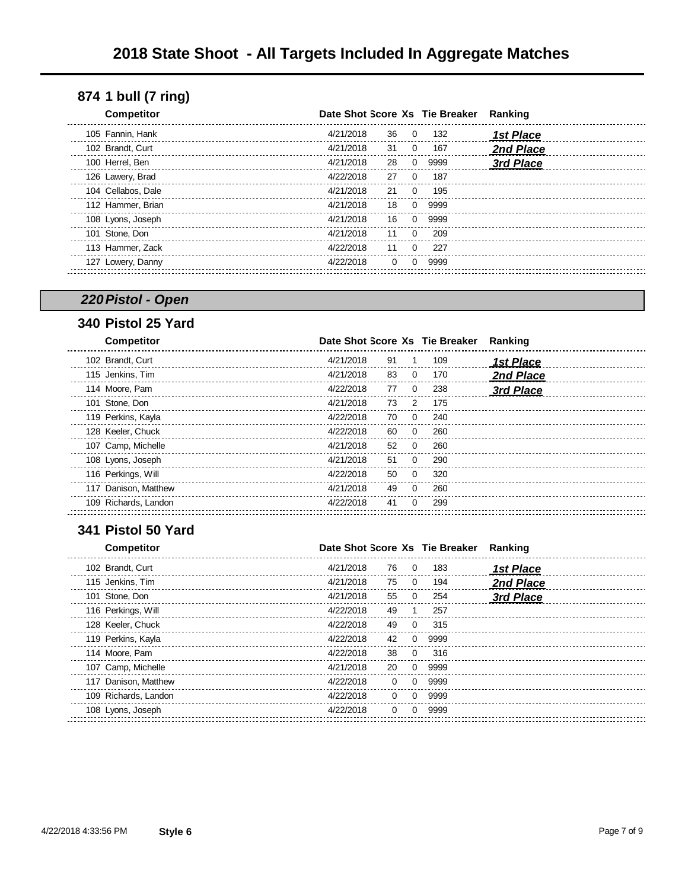# 2018 State Shoot - All Targets Included In Aggregate Matches

## 874 1 bull (7 ring)

| Competitor | Date Shot | Score | Xs | Tie Breaker | Ranking |
|---|---|---|---|---|---|
| 105 Fannin, Hank | 4/21/2018 | 36 | 0 | 132 | ***1st Place*** |
| 102 Brandt, Curt | 4/21/2018 | 31 | 0 | 167 | ***2nd Place*** |
| 100 Herrel, Ben | 4/21/2018 | 28 | 0 | 9999 | ***3rd Place*** |
| 126 Lawery, Brad | 4/22/2018 | 27 | 0 | 187 | |
| 104 Cellabos, Dale | 4/21/2018 | 21 | 0 | 195 | |
| 112 Hammer, Brian | 4/21/2018 | 18 | 0 | 9999 | |
| 108 Lyons, Joseph | 4/21/2018 | 16 | 0 | 9999 | |
| 101 Stone, Don | 4/21/2018 | 11 | 0 | 209 | |
| 113 Hammer, Zack | 4/22/2018 | 11 | 0 | 227 | |
| 127 Lowery, Danny | 4/22/2018 | 0 | 0 | 9999 | |

## *220 Pistol - Open*

### 340 Pistol 25 Yard

| Competitor | Date Shot | Score | Xs | Tie Breaker | Ranking |
|---|---|---|---|---|---|
| 102 Brandt, Curt | 4/21/2018 | 91 | 1 | 109 | ***1st Place*** |
| 115 Jenkins, Tim | 4/21/2018 | 83 | 0 | 170 | ***2nd Place*** |
| 114 Moore, Pam | 4/22/2018 | 77 | 0 | 238 | ***3rd Place*** |
| 101 Stone, Don | 4/21/2018 | 73 | 2 | 175 | |
| 119 Perkins, Kayla | 4/22/2018 | 70 | 0 | 240 | |
| 128 Keeler, Chuck | 4/22/2018 | 60 | 0 | 260 | |
| 107 Camp, Michelle | 4/21/2018 | 52 | 0 | 260 | |
| 108 Lyons, Joseph | 4/21/2018 | 51 | 0 | 290 | |
| 116 Perkings, Will | 4/22/2018 | 50 | 0 | 320 | |
| 117 Danison, Matthew | 4/21/2018 | 49 | 0 | 260 | |
| 109 Richards, Landon | 4/22/2018 | 41 | 0 | 299 | |

### 341 Pistol 50 Yard

| Competitor | Date Shot | Score | Xs | Tie Breaker | Ranking |
|---|---|---|---|---|---|
| 102 Brandt, Curt | 4/21/2018 | 76 | 0 | 183 | ***1st Place*** |
| 115 Jenkins, Tim | 4/21/2018 | 75 | 0 | 194 | ***2nd Place*** |
| 101 Stone, Don | 4/21/2018 | 55 | 0 | 254 | ***3rd Place*** |
| 116 Perkings, Will | 4/22/2018 | 49 | 1 | 257 | |
| 128 Keeler, Chuck | 4/22/2018 | 49 | 0 | 315 | |
| 119 Perkins, Kayla | 4/22/2018 | 42 | 0 | 9999 | |
| 114 Moore, Pam | 4/22/2018 | 38 | 0 | 316 | |
| 107 Camp, Michelle | 4/21/2018 | 20 | 0 | 9999 | |
| 117 Danison, Matthew | 4/22/2018 | 0 | 0 | 9999 | |
| 109 Richards, Landon | 4/22/2018 | 0 | 0 | 9999 | |
| 108 Lyons, Joseph | 4/22/2018 | 0 | 0 | 9999 | |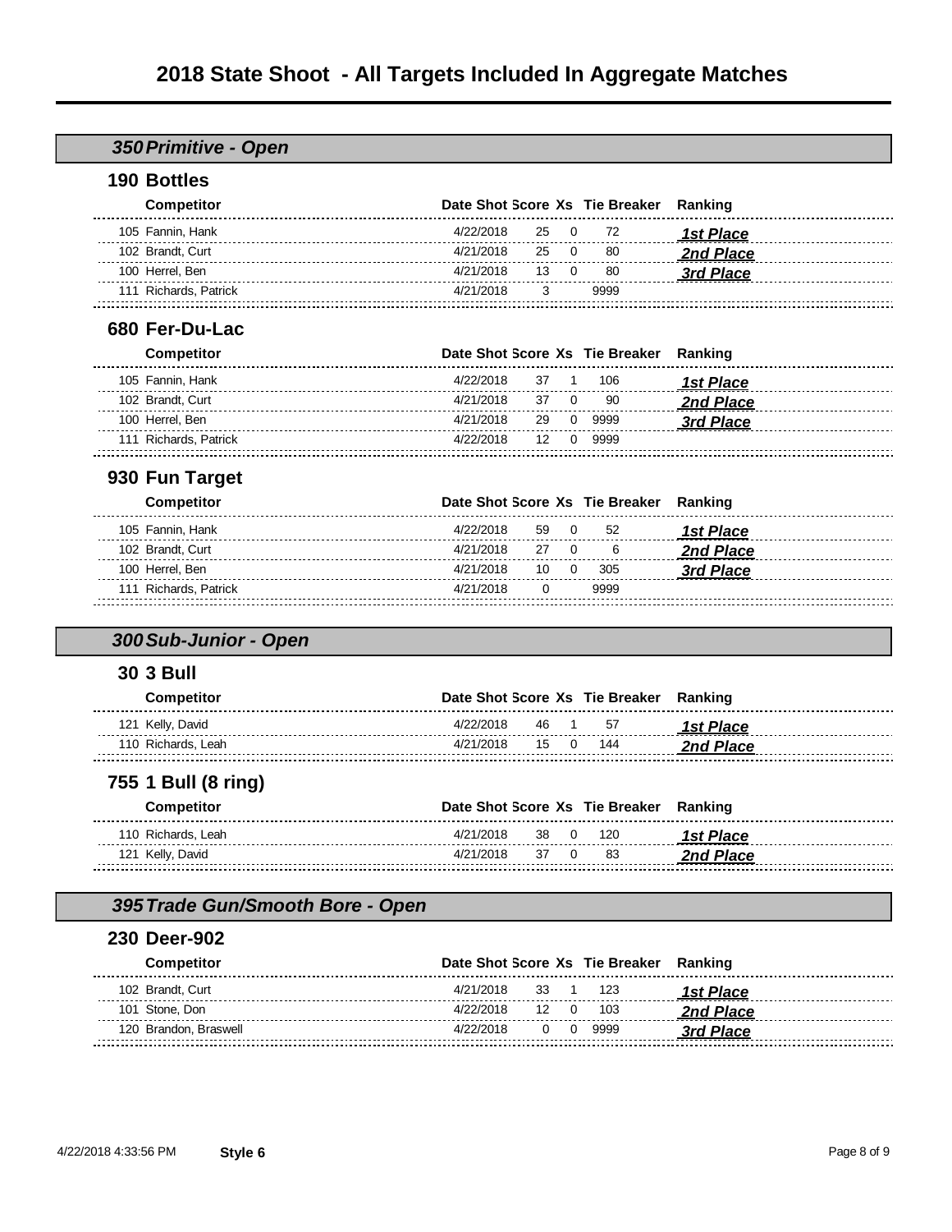# 2018 State Shoot - All Targets Included In Aggregate Matches

## *350 Primitive - Open*

### 190 Bottles

| Competitor | Date Shot | Score | Xs | Tie Breaker | Ranking |
|---|---|---|---|---|---|
| 105 Fannin, Hank | 4/22/2018 | 25 | 0 | 72 | ***1st Place*** |
| 102 Brandt, Curt | 4/21/2018 | 25 | 0 | 80 | ***2nd Place*** |
| 100 Herrel, Ben | 4/21/2018 | 13 | 0 | 80 | ***3rd Place*** |
| 111 Richards, Patrick | 4/21/2018 | 3 | | 9999 | |

### 680 Fer-Du-Lac

| Competitor | Date Shot | Score | Xs | Tie Breaker | Ranking |
|---|---|---|---|---|---|
| 105 Fannin, Hank | 4/22/2018 | 37 | 1 | 106 | ***1st Place*** |
| 102 Brandt, Curt | 4/21/2018 | 37 | 0 | 90 | ***2nd Place*** |
| 100 Herrel, Ben | 4/21/2018 | 29 | 0 | 9999 | ***3rd Place*** |
| 111 Richards, Patrick | 4/22/2018 | 12 | 0 | 9999 | |

### 930 Fun Target

| Competitor | Date Shot | Score | Xs | Tie Breaker | Ranking |
|---|---|---|---|---|---|
| 105 Fannin, Hank | 4/22/2018 | 59 | 0 | 52 | ***1st Place*** |
| 102 Brandt, Curt | 4/21/2018 | 27 | 0 | 6 | ***2nd Place*** |
| 100 Herrel, Ben | 4/21/2018 | 10 | 0 | 305 | ***3rd Place*** |
| 111 Richards, Patrick | 4/21/2018 | 0 | | 9999 | |

## *300 Sub-Junior - Open*

### 30 3 Bull

| Competitor | Date Shot | Score | Xs | Tie Breaker | Ranking |
|---|---|---|---|---|---|
| 121 Kelly, David | 4/22/2018 | 46 | 1 | 57 | ***1st Place*** |
| 110 Richards, Leah | 4/21/2018 | 15 | 0 | 144 | ***2nd Place*** |

### 755 1 Bull (8 ring)

| Competitor | Date Shot | Score | Xs | Tie Breaker | Ranking |
|---|---|---|---|---|---|
| 110 Richards, Leah | 4/21/2018 | 38 | 0 | 120 | ***1st Place*** |
| 121 Kelly, David | 4/21/2018 | 37 | 0 | 83 | ***2nd Place*** |

## *395 Trade Gun/Smooth Bore - Open*

### 230 Deer-902

| Competitor | Date Shot | Score | Xs | Tie Breaker | Ranking |
|---|---|---|---|---|---|
| 102 Brandt, Curt | 4/21/2018 | 33 | 1 | 123 | ***1st Place*** |
| 101 Stone, Don | 4/22/2018 | 12 | 0 | 103 | ***2nd Place*** |
| 120 Brandon, Braswell | 4/22/2018 | 0 | 0 | 9999 | ***3rd Place*** |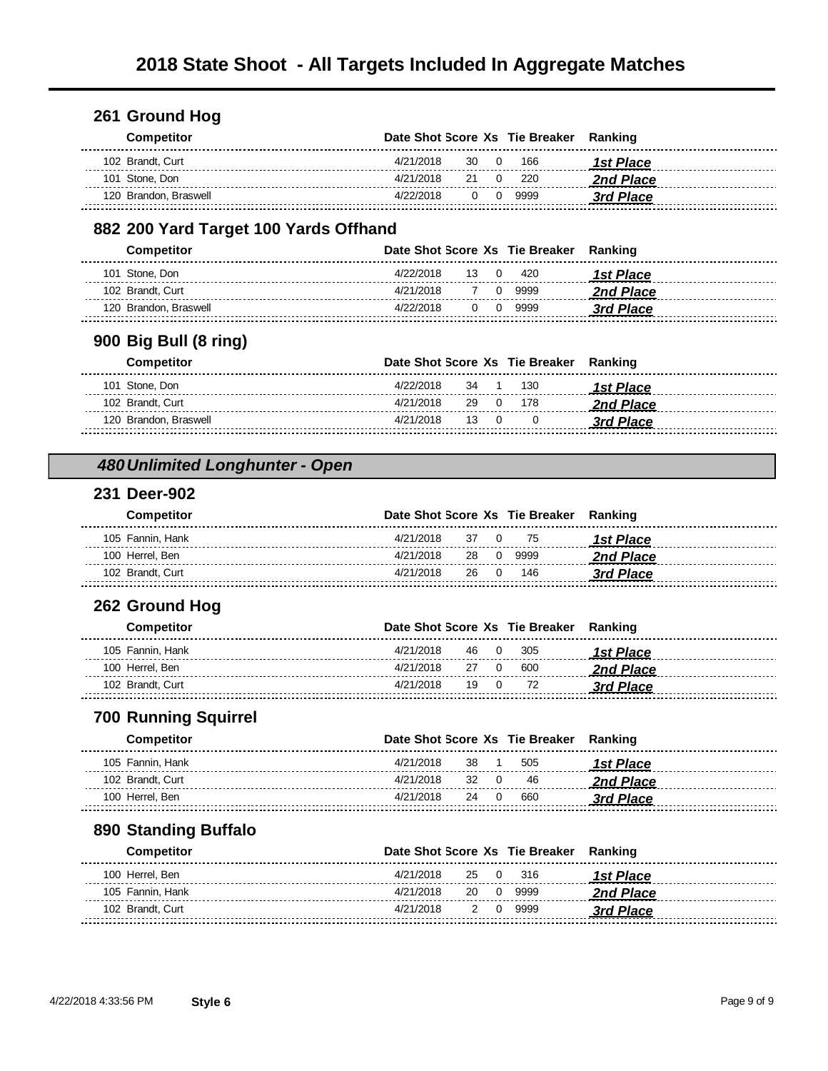# 2018 State Shoot - All Targets Included In Aggregate Matches

## 261 Ground Hog

| Competitor | Date Shot | Score | Xs | Tie Breaker | Ranking |
|---|---|---|---|---|---|
| 102 Brandt, Curt | 4/21/2018 | 30 | 0 | 166 | ***1st Place*** |
| 101 Stone, Don | 4/21/2018 | 21 | 0 | 220 | ***2nd Place*** |
| 120 Brandon, Braswell | 4/22/2018 | 0 | 0 | 9999 | ***3rd Place*** |

## 882 200 Yard Target 100 Yards Offhand

| Competitor | Date Shot | Score | Xs | Tie Breaker | Ranking |
|---|---|---|---|---|---|
| 101 Stone, Don | 4/22/2018 | 13 | 0 | 420 | ***1st Place*** |
| 102 Brandt, Curt | 4/21/2018 | 7 | 0 | 9999 | ***2nd Place*** |
| 120 Brandon, Braswell | 4/22/2018 | 0 | 0 | 9999 | ***3rd Place*** |

## 900 Big Bull (8 ring)

| Competitor | Date Shot | Score | Xs | Tie Breaker | Ranking |
|---|---|---|---|---|---|
| 101 Stone, Don | 4/22/2018 | 34 | 1 | 130 | ***1st Place*** |
| 102 Brandt, Curt | 4/21/2018 | 29 | 0 | 178 | ***2nd Place*** |
| 120 Brandon, Braswell | 4/21/2018 | 13 | 0 | 0 | ***3rd Place*** |

# *480 Unlimited Longhunter - Open*

## 231 Deer-902

| Competitor | Date Shot | Score | Xs | Tie Breaker | Ranking |
|---|---|---|---|---|---|
| 105 Fannin, Hank | 4/21/2018 | 37 | 0 | 75 | ***1st Place*** |
| 100 Herrel, Ben | 4/21/2018 | 28 | 0 | 9999 | ***2nd Place*** |
| 102 Brandt, Curt | 4/21/2018 | 26 | 0 | 146 | ***3rd Place*** |

## 262 Ground Hog

| Competitor | Date Shot | Score | Xs | Tie Breaker | Ranking |
|---|---|---|---|---|---|
| 105 Fannin, Hank | 4/21/2018 | 46 | 0 | 305 | ***1st Place*** |
| 100 Herrel, Ben | 4/21/2018 | 27 | 0 | 600 | ***2nd Place*** |
| 102 Brandt, Curt | 4/21/2018 | 19 | 0 | 72 | ***3rd Place*** |

## 700 Running Squirrel

| Competitor | Date Shot | Score | Xs | Tie Breaker | Ranking |
|---|---|---|---|---|---|
| 105 Fannin, Hank | 4/21/2018 | 38 | 1 | 505 | ***1st Place*** |
| 102 Brandt, Curt | 4/21/2018 | 32 | 0 | 46 | ***2nd Place*** |
| 100 Herrel, Ben | 4/21/2018 | 24 | 0 | 660 | ***3rd Place*** |

## 890 Standing Buffalo

| Competitor | Date Shot | Score | Xs | Tie Breaker | Ranking |
|---|---|---|---|---|---|
| 100 Herrel, Ben | 4/21/2018 | 25 | 0 | 316 | ***1st Place*** |
| 105 Fannin, Hank | 4/21/2018 | 20 | 0 | 9999 | ***2nd Place*** |
| 102 Brandt, Curt | 4/21/2018 | 2 | 0 | 9999 | ***3rd Place*** |

4/22/2018 4:33:56 PM **Style 6**